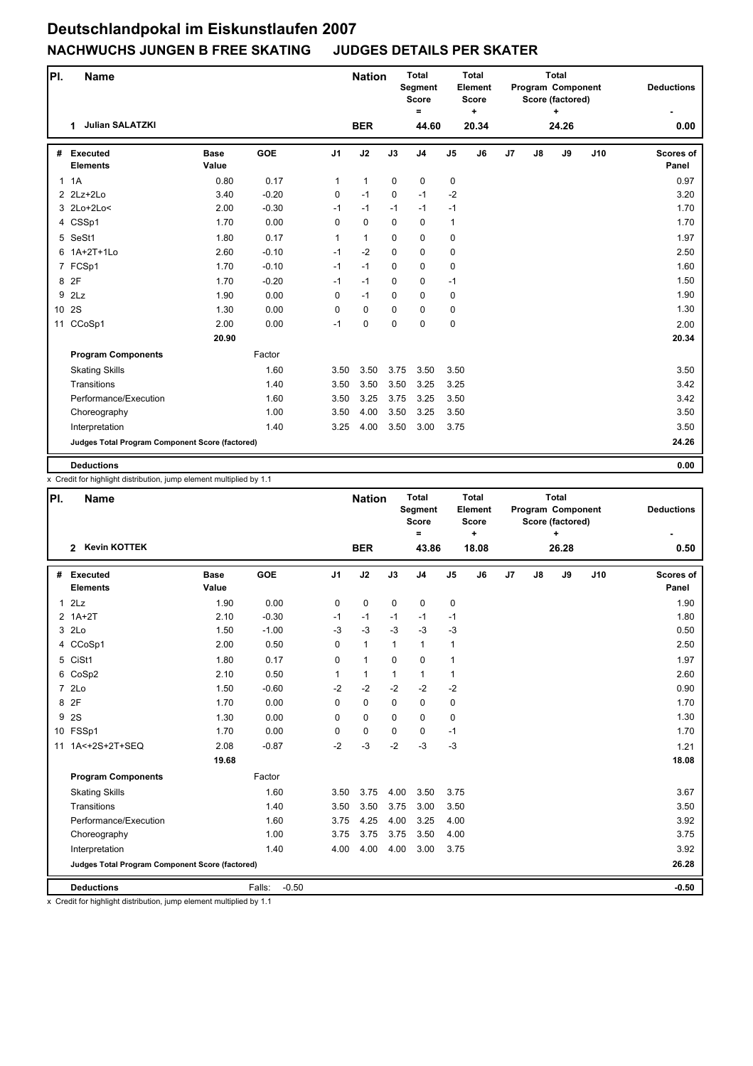# Deutschlandpokal im Eiskunstlaufen 2007

## NACHWUCHS JUNGEN B FREE SKATING JUDGES DETAILS PER SKATER

| Pl. | Name | Nation | Total Segment Score = | Total Element Score + | Total Program Component Score (factored) + | Deductions - |
|---|---|---|---|---|---|---|
| 1 | Julian SALATZKI | BER | 44.60 | 20.34 | 24.26 | 0.00 |

| # | Executed Elements | Base Value | GOE | J1 | J2 | J3 | J4 | J5 | J6 | J7 | J8 | J9 | J10 | Scores of Panel |
|---|---|---|---|---|---|---|---|---|---|---|---|---|---|---|
| 1 | 1A | 0.80 | 0.17 | 1 | 1 | 0 | 0 | 0 | | | | | | 0.97 |
| 2 | 2Lz+2Lo | 3.40 | -0.20 | 0 | -1 | 0 | -1 | -2 | | | | | | 3.20 |
| 3 | 2Lo+2Lo< | 2.00 | -0.30 | -1 | -1 | -1 | -1 | -1 | | | | | | 1.70 |
| 4 | CSSp1 | 1.70 | 0.00 | 0 | 0 | 0 | 0 | 1 | | | | | | 1.70 |
| 5 | SeSt1 | 1.80 | 0.17 | 1 | 1 | 0 | 0 | 0 | | | | | | 1.97 |
| 6 | 1A+2T+1Lo | 2.60 | -0.10 | -1 | -2 | 0 | 0 | 0 | | | | | | 2.50 |
| 7 | FCSp1 | 1.70 | -0.10 | -1 | -1 | 0 | 0 | 0 | | | | | | 1.60 |
| 8 | 2F | 1.70 | -0.20 | -1 | -1 | 0 | 0 | -1 | | | | | | 1.50 |
| 9 | 2Lz | 1.90 | 0.00 | 0 | -1 | 0 | 0 | 0 | | | | | | 1.90 |
| 10 | 2S | 1.30 | 0.00 | 0 | 0 | 0 | 0 | 0 | | | | | | 1.30 |
| 11 | CCoSp1 | 2.00 | 0.00 | -1 | 0 | 0 | 0 | 0 | | | | | | 2.00 |
| | | 20.90 | | | | | | | | | | | | 20.34 |
| | **Program Components** | | Factor | | | | | | | | | | | |
| | Skating Skills | | 1.60 | 3.50 | 3.50 | 3.75 | 3.50 | 3.50 | | | | | | 3.50 |
| | Transitions | | 1.40 | 3.50 | 3.50 | 3.50 | 3.25 | 3.25 | | | | | | 3.42 |
| | Performance/Execution | | 1.60 | 3.50 | 3.25 | 3.75 | 3.25 | 3.50 | | | | | | 3.42 |
| | Choreography | | 1.00 | 3.50 | 4.00 | 3.50 | 3.25 | 3.50 | | | | | | 3.50 |
| | Interpretation | | 1.40 | 3.25 | 4.00 | 3.50 | 3.00 | 3.75 | | | | | | 3.50 |
| | **Judges Total Program Component Score (factored)** | | | | | | | | | | | | | 24.26 |
| | **Deductions** | | | | | | | | | | | | | 0.00 |

x Credit for highlight distribution, jump element multiplied by 1.1

| Pl. | Name | Nation | Total Segment Score = | Total Element Score + | Total Program Component Score (factored) + | Deductions - |
|---|---|---|---|---|---|---|
| 2 | Kevin KOTTEK | BER | 43.86 | 18.08 | 26.28 | 0.50 |

| # | Executed Elements | Base Value | GOE | J1 | J2 | J3 | J4 | J5 | J6 | J7 | J8 | J9 | J10 | Scores of Panel |
|---|---|---|---|---|---|---|---|---|---|---|---|---|---|---|
| 1 | 2Lz | 1.90 | 0.00 | 0 | 0 | 0 | 0 | 0 | | | | | | 1.90 |
| 2 | 1A+2T | 2.10 | -0.30 | -1 | -1 | -1 | -1 | -1 | | | | | | 1.80 |
| 3 | 2Lo | 1.50 | -1.00 | -3 | -3 | -3 | -3 | -3 | | | | | | 0.50 |
| 4 | CCoSp1 | 2.00 | 0.50 | 0 | 1 | 1 | 1 | 1 | | | | | | 2.50 |
| 5 | CiSt1 | 1.80 | 0.17 | 0 | 1 | 0 | 0 | 1 | | | | | | 1.97 |
| 6 | CoSp2 | 2.10 | 0.50 | 1 | 1 | 1 | 1 | 1 | | | | | | 2.60 |
| 7 | 2Lo | 1.50 | -0.60 | -2 | -2 | -2 | -2 | -2 | | | | | | 0.90 |
| 8 | 2F | 1.70 | 0.00 | 0 | 0 | 0 | 0 | 0 | | | | | | 1.70 |
| 9 | 2S | 1.30 | 0.00 | 0 | 0 | 0 | 0 | 0 | | | | | | 1.30 |
| 10 | FSSp1 | 1.70 | 0.00 | 0 | 0 | 0 | 0 | -1 | | | | | | 1.70 |
| 11 | 1A<+2S+2T+SEQ | 2.08 | -0.87 | -2 | -3 | -2 | -3 | -3 | | | | | | 1.21 |
| | | 19.68 | | | | | | | | | | | | 18.08 |
| | **Program Components** | | Factor | | | | | | | | | | | |
| | Skating Skills | | 1.60 | 3.50 | 3.75 | 4.00 | 3.50 | 3.75 | | | | | | 3.67 |
| | Transitions | | 1.40 | 3.50 | 3.50 | 3.75 | 3.00 | 3.50 | | | | | | 3.50 |
| | Performance/Execution | | 1.60 | 3.75 | 4.25 | 4.00 | 3.25 | 4.00 | | | | | | 3.92 |
| | Choreography | | 1.00 | 3.75 | 3.75 | 3.75 | 3.50 | 4.00 | | | | | | 3.75 |
| | Interpretation | | 1.40 | 4.00 | 4.00 | 4.00 | 3.00 | 3.75 | | | | | | 3.92 |
| | **Judges Total Program Component Score (factored)** | | | | | | | | | | | | | 26.28 |
| | **Deductions** | | Falls: -0.50 | | | | | | | | | | | -0.50 |

x Credit for highlight distribution, jump element multiplied by 1.1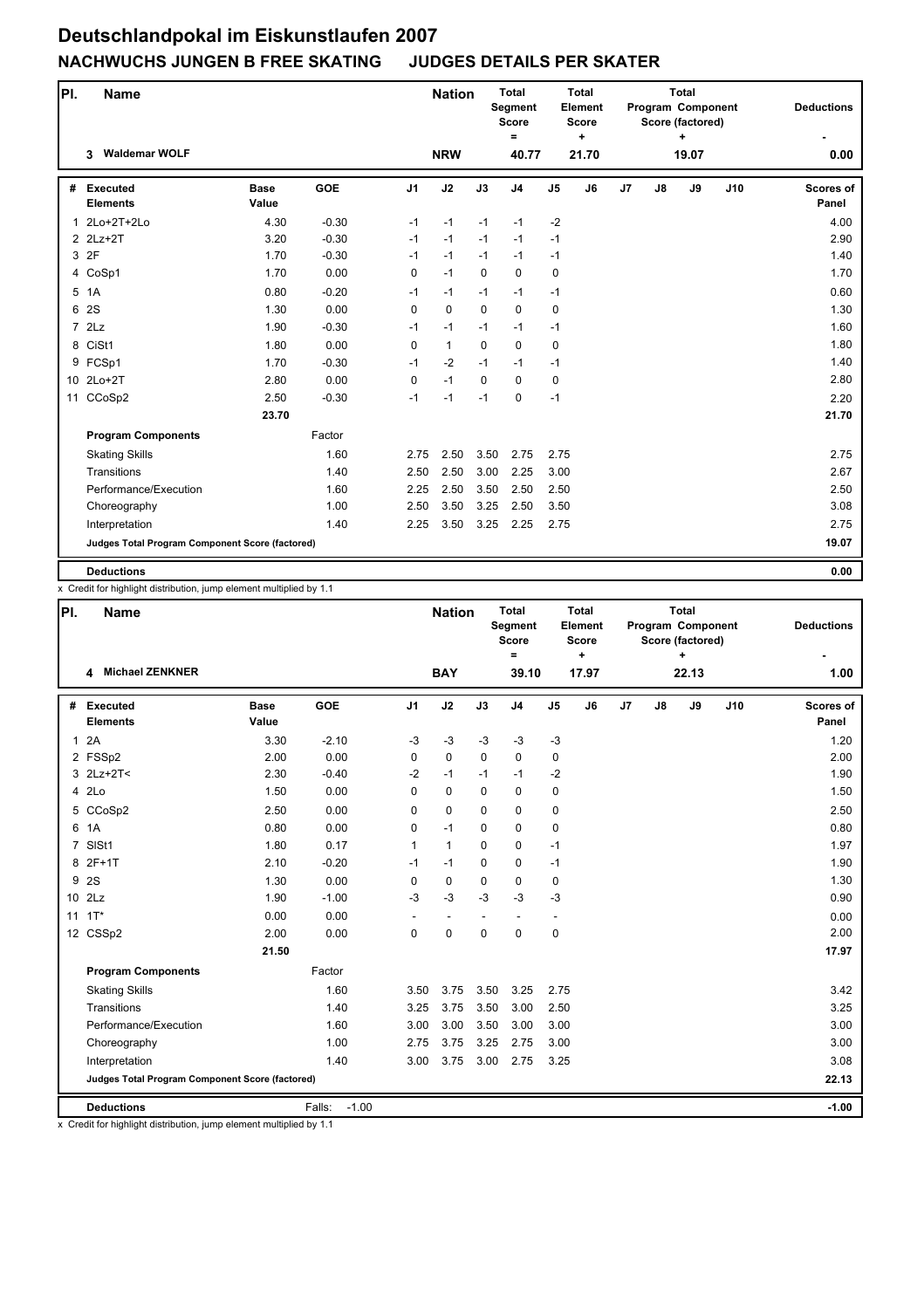# Deutschlandpokal im Eiskunstlaufen 2007

## NACHWUCHS JUNGEN B FREE SKATING JUDGES DETAILS PER SKATER

| Pl. | Name | Nation | Total Segment Score = | Total Element Score + | Total Program Component Score (factored) + | Deductions - |
|---|---|---|---|---|---|---|
| 3 | Waldemar WOLF | NRW | 40.77 | 21.70 | 19.07 | 0.00 |

| # | Executed Elements | Base Value | GOE | J1 | J2 | J3 | J4 | J5 | J6 | J7 | J8 | J9 | J10 | Scores of Panel |
|---|---|---|---|---|---|---|---|---|---|---|---|---|---|---|
| 1 | 2Lo+2T+2Lo | 4.30 | -0.30 | -1 | -1 | -1 | -1 | -2 | | | | | | 4.00 |
| 2 | 2Lz+2T | 3.20 | -0.30 | -1 | -1 | -1 | -1 | -1 | | | | | | 2.90 |
| 3 | 2F | 1.70 | -0.30 | -1 | -1 | -1 | -1 | -1 | | | | | | 1.40 |
| 4 | CoSp1 | 1.70 | 0.00 | 0 | -1 | 0 | 0 | 0 | | | | | | 1.70 |
| 5 | 1A | 0.80 | -0.20 | -1 | -1 | -1 | -1 | -1 | | | | | | 0.60 |
| 6 | 2S | 1.30 | 0.00 | 0 | 0 | 0 | 0 | 0 | | | | | | 1.30 |
| 7 | 2Lz | 1.90 | -0.30 | -1 | -1 | -1 | -1 | -1 | | | | | | 1.60 |
| 8 | CiSt1 | 1.80 | 0.00 | 0 | 1 | 0 | 0 | 0 | | | | | | 1.80 |
| 9 | FCSp1 | 1.70 | -0.30 | -1 | -2 | -1 | -1 | -1 | | | | | | 1.40 |
| 10 | 2Lo+2T | 2.80 | 0.00 | 0 | -1 | 0 | 0 | 0 | | | | | | 2.80 |
| 11 | CCoSp2 | 2.50 | -0.30 | -1 | -1 | -1 | 0 | -1 | | | | | | 2.20 |
| | | 23.70 | | | | | | | | | | | | 21.70 |
| | **Program Components** | | Factor | | | | | | | | | | | |
| | Skating Skills | | 1.60 | 2.75 | 2.50 | 3.50 | 2.75 | 2.75 | | | | | | 2.75 |
| | Transitions | | 1.40 | 2.50 | 2.50 | 3.00 | 2.25 | 3.00 | | | | | | 2.67 |
| | Performance/Execution | | 1.60 | 2.25 | 2.50 | 3.50 | 2.50 | 2.50 | | | | | | 2.50 |
| | Choreography | | 1.00 | 2.50 | 3.50 | 3.25 | 2.50 | 3.50 | | | | | | 3.08 |
| | Interpretation | | 1.40 | 2.25 | 3.50 | 3.25 | 2.25 | 2.75 | | | | | | 2.75 |
| | **Judges Total Program Component Score (factored)** | | | | | | | | | | | | | 19.07 |
| | **Deductions** | | | | | | | | | | | | | 0.00 |

x Credit for highlight distribution, jump element multiplied by 1.1

| Pl. | Name | Nation | Total Segment Score = | Total Element Score + | Total Program Component Score (factored) + | Deductions - |
|---|---|---|---|---|---|---|
| 4 | Michael ZENKNER | BAY | 39.10 | 17.97 | 22.13 | 1.00 |

| # | Executed Elements | Base Value | GOE | J1 | J2 | J3 | J4 | J5 | J6 | J7 | J8 | J9 | J10 | Scores of Panel |
|---|---|---|---|---|---|---|---|---|---|---|---|---|---|---|
| 1 | 2A | 3.30 | -2.10 | -3 | -3 | -3 | -3 | -3 | | | | | | 1.20 |
| 2 | FSSp2 | 2.00 | 0.00 | 0 | 0 | 0 | 0 | 0 | | | | | | 2.00 |
| 3 | 2Lz+2T< | 2.30 | -0.40 | -2 | -1 | -1 | -1 | -2 | | | | | | 1.90 |
| 4 | 2Lo | 1.50 | 0.00 | 0 | 0 | 0 | 0 | 0 | | | | | | 1.50 |
| 5 | CCoSp2 | 2.50 | 0.00 | 0 | 0 | 0 | 0 | 0 | | | | | | 2.50 |
| 6 | 1A | 0.80 | 0.00 | 0 | -1 | 0 | 0 | 0 | | | | | | 0.80 |
| 7 | SlSt1 | 1.80 | 0.17 | 1 | 1 | 0 | 0 | -1 | | | | | | 1.97 |
| 8 | 2F+1T | 2.10 | -0.20 | -1 | -1 | 0 | 0 | -1 | | | | | | 1.90 |
| 9 | 2S | 1.30 | 0.00 | 0 | 0 | 0 | 0 | 0 | | | | | | 1.30 |
| 10 | 2Lz | 1.90 | -1.00 | -3 | -3 | -3 | -3 | -3 | | | | | | 0.90 |
| 11 | 1T* | 0.00 | 0.00 | - | - | - | - | - | | | | | | 0.00 |
| 12 | CSSp2 | 2.00 | 0.00 | 0 | 0 | 0 | 0 | 0 | | | | | | 2.00 |
| | | 21.50 | | | | | | | | | | | | 17.97 |
| | **Program Components** | | Factor | | | | | | | | | | | |
| | Skating Skills | | 1.60 | 3.50 | 3.75 | 3.50 | 3.25 | 2.75 | | | | | | 3.42 |
| | Transitions | | 1.40 | 3.25 | 3.75 | 3.50 | 3.00 | 2.50 | | | | | | 3.25 |
| | Performance/Execution | | 1.60 | 3.00 | 3.00 | 3.50 | 3.00 | 3.00 | | | | | | 3.00 |
| | Choreography | | 1.00 | 2.75 | 3.75 | 3.25 | 2.75 | 3.00 | | | | | | 3.00 |
| | Interpretation | | 1.40 | 3.00 | 3.75 | 3.00 | 2.75 | 3.25 | | | | | | 3.08 |
| | **Judges Total Program Component Score (factored)** | | | | | | | | | | | | | 22.13 |
| | **Deductions** | | Falls: -1.00 | | | | | | | | | | | -1.00 |

x Credit for highlight distribution, jump element multiplied by 1.1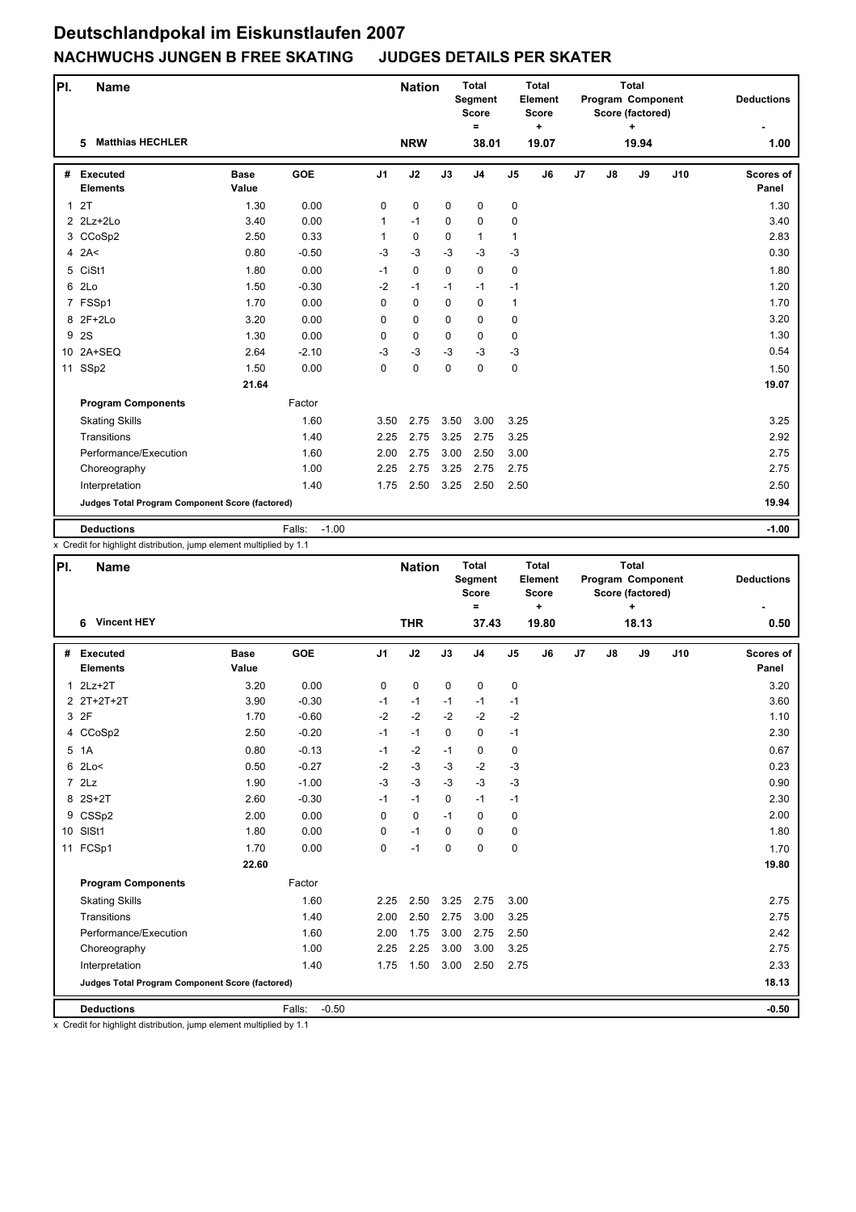# Deutschlandpokal im Eiskunstlaufen 2007

## NACHWUCHS JUNGEN B FREE SKATING JUDGES DETAILS PER SKATER

| Pl. | Name | Nation | Total Segment Score = | Total Element Score + | Total Program Component Score (factored) + | Deductions - |
|---|---|---|---|---|---|---|
| 5 | Matthias HECHLER | NRW | 38.01 | 19.07 | 19.94 | 1.00 |

| # | Executed Elements | Base Value | GOE | J1 | J2 | J3 | J4 | J5 | J6 | J7 | J8 | J9 | J10 | Scores of Panel |
|---|---|---|---|---|---|---|---|---|---|---|---|---|---|---|
| 1 | 2T | 1.30 | 0.00 | 0 | 0 | 0 | 0 | 0 | | | | | | 1.30 |
| 2 | 2Lz+2Lo | 3.40 | 0.00 | 1 | -1 | 0 | 0 | 0 | | | | | | 3.40 |
| 3 | CCoSp2 | 2.50 | 0.33 | 1 | 0 | 0 | 1 | 1 | | | | | | 2.83 |
| 4 | 2A< | 0.80 | -0.50 | -3 | -3 | -3 | -3 | -3 | | | | | | 0.30 |
| 5 | CiSt1 | 1.80 | 0.00 | -1 | 0 | 0 | 0 | 0 | | | | | | 1.80 |
| 6 | 2Lo | 1.50 | -0.30 | -2 | -1 | -1 | -1 | -1 | | | | | | 1.20 |
| 7 | FSSp1 | 1.70 | 0.00 | 0 | 0 | 0 | 0 | 1 | | | | | | 1.70 |
| 8 | 2F+2Lo | 3.20 | 0.00 | 0 | 0 | 0 | 0 | 0 | | | | | | 3.20 |
| 9 | 2S | 1.30 | 0.00 | 0 | 0 | 0 | 0 | 0 | | | | | | 1.30 |
| 10 | 2A+SEQ | 2.64 | -2.10 | -3 | -3 | -3 | -3 | -3 | | | | | | 0.54 |
| 11 | SSp2 | 1.50 | 0.00 | 0 | 0 | 0 | 0 | 0 | | | | | | 1.50 |
| | | 21.64 | | | | | | | | | | | | 19.07 |
| | **Program Components** | | Factor | | | | | | | | | | | |
| | Skating Skills | | 1.60 | 3.50 | 2.75 | 3.50 | 3.00 | 3.25 | | | | | | 3.25 |
| | Transitions | | 1.40 | 2.25 | 2.75 | 3.25 | 2.75 | 3.25 | | | | | | 2.92 |
| | Performance/Execution | | 1.60 | 2.00 | 2.75 | 3.00 | 2.50 | 3.00 | | | | | | 2.75 |
| | Choreography | | 1.00 | 2.25 | 2.75 | 3.25 | 2.75 | 2.75 | | | | | | 2.75 |
| | Interpretation | | 1.40 | 1.75 | 2.50 | 3.25 | 2.50 | 2.50 | | | | | | 2.50 |
| | **Judges Total Program Component Score (factored)** | | | | | | | | | | | | | 19.94 |
| | **Deductions** | | Falls: -1.00 | | | | | | | | | | | -1.00 |

x Credit for highlight distribution, jump element multiplied by 1.1

| Pl. | Name | Nation | Total Segment Score = | Total Element Score + | Total Program Component Score (factored) + | Deductions - |
|---|---|---|---|---|---|---|
| 6 | Vincent HEY | THR | 37.43 | 19.80 | 18.13 | 0.50 |

| # | Executed Elements | Base Value | GOE | J1 | J2 | J3 | J4 | J5 | J6 | J7 | J8 | J9 | J10 | Scores of Panel |
|---|---|---|---|---|---|---|---|---|---|---|---|---|---|---|
| 1 | 2Lz+2T | 3.20 | 0.00 | 0 | 0 | 0 | 0 | 0 | | | | | | 3.20 |
| 2 | 2T+2T+2T | 3.90 | -0.30 | -1 | -1 | -1 | -1 | -1 | | | | | | 3.60 |
| 3 | 2F | 1.70 | -0.60 | -2 | -2 | -2 | -2 | -2 | | | | | | 1.10 |
| 4 | CCoSp2 | 2.50 | -0.20 | -1 | -1 | 0 | 0 | -1 | | | | | | 2.30 |
| 5 | 1A | 0.80 | -0.13 | -1 | -2 | -1 | 0 | 0 | | | | | | 0.67 |
| 6 | 2Lo< | 0.50 | -0.27 | -2 | -3 | -3 | -2 | -3 | | | | | | 0.23 |
| 7 | 2Lz | 1.90 | -1.00 | -3 | -3 | -3 | -3 | -3 | | | | | | 0.90 |
| 8 | 2S+2T | 2.60 | -0.30 | -1 | -1 | 0 | -1 | -1 | | | | | | 2.30 |
| 9 | CSSp2 | 2.00 | 0.00 | 0 | 0 | -1 | 0 | 0 | | | | | | 2.00 |
| 10 | SlSt1 | 1.80 | 0.00 | 0 | -1 | 0 | 0 | 0 | | | | | | 1.80 |
| 11 | FCSp1 | 1.70 | 0.00 | 0 | -1 | 0 | 0 | 0 | | | | | | 1.70 |
| | | 22.60 | | | | | | | | | | | | 19.80 |
| | **Program Components** | | Factor | | | | | | | | | | | |
| | Skating Skills | | 1.60 | 2.25 | 2.50 | 3.25 | 2.75 | 3.00 | | | | | | 2.75 |
| | Transitions | | 1.40 | 2.00 | 2.50 | 2.75 | 3.00 | 3.25 | | | | | | 2.75 |
| | Performance/Execution | | 1.60 | 2.00 | 1.75 | 3.00 | 2.75 | 2.50 | | | | | | 2.42 |
| | Choreography | | 1.00 | 2.25 | 2.25 | 3.00 | 3.00 | 3.25 | | | | | | 2.75 |
| | Interpretation | | 1.40 | 1.75 | 1.50 | 3.00 | 2.50 | 2.75 | | | | | | 2.33 |
| | **Judges Total Program Component Score (factored)** | | | | | | | | | | | | | 18.13 |
| | **Deductions** | | Falls: -0.50 | | | | | | | | | | | -0.50 |

x Credit for highlight distribution, jump element multiplied by 1.1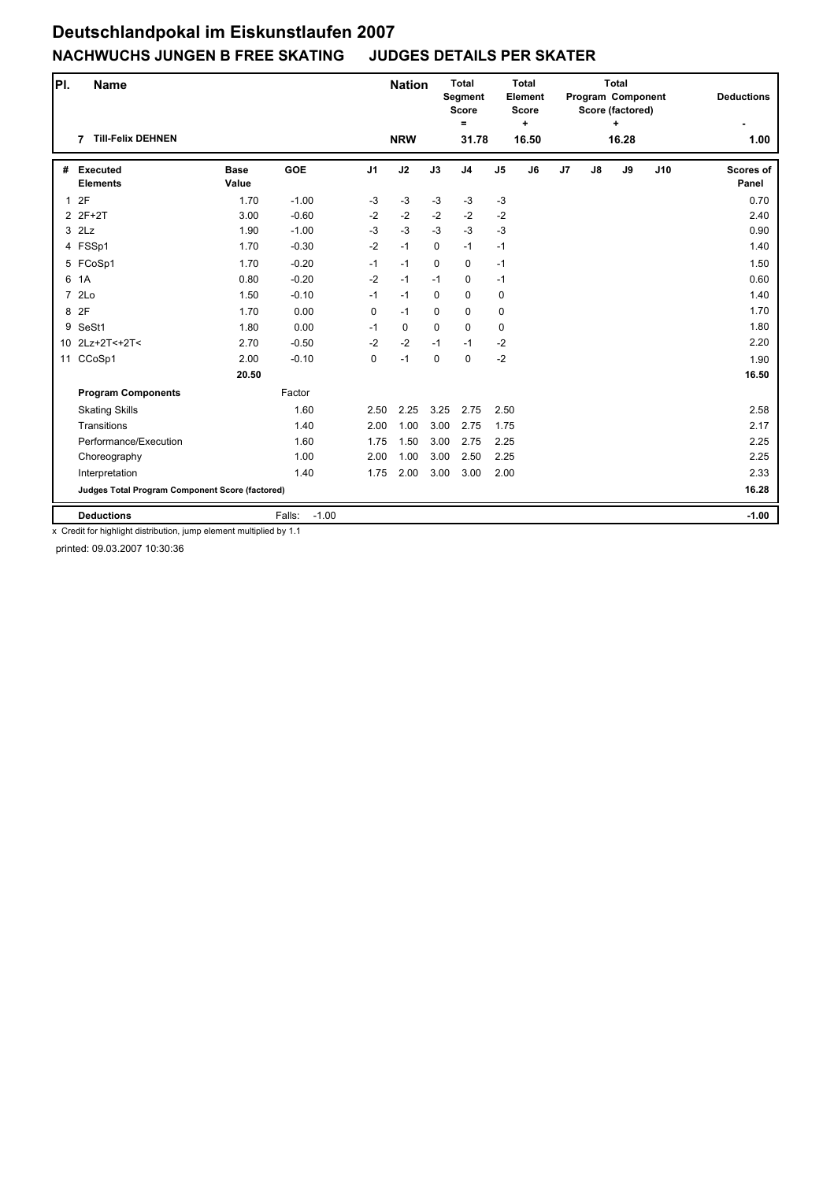# Deutschlandpokal im Eiskunstlaufen 2007

## NACHWUCHS JUNGEN B FREE SKATING JUDGES DETAILS PER SKATER

| Pl. | Name | Nation | Total Segment Score = | Total Element Score + | Total Program Component Score (factored) + | Deductions - |
|---|---|---|---|---|---|---|
| 7 | Till-Felix DEHNEN | NRW | 31.78 | 16.50 | 16.28 | 1.00 |

| # | Executed Elements | Base Value | GOE | J1 | J2 | J3 | J4 | J5 | J6 | J7 | J8 | J9 | J10 | Scores of Panel |
|---|---|---|---|---|---|---|---|---|---|---|---|---|---|---|
| 1 | 2F | 1.70 | -1.00 | -3 | -3 | -3 | -3 | -3 | | | | | | 0.70 |
| 2 | 2F+2T | 3.00 | -0.60 | -2 | -2 | -2 | -2 | -2 | | | | | | 2.40 |
| 3 | 2Lz | 1.90 | -1.00 | -3 | -3 | -3 | -3 | -3 | | | | | | 0.90 |
| 4 | FSSp1 | 1.70 | -0.30 | -2 | -1 | 0 | -1 | -1 | | | | | | 1.40 |
| 5 | FCoSp1 | 1.70 | -0.20 | -1 | -1 | 0 | 0 | -1 | | | | | | 1.50 |
| 6 | 1A | 0.80 | -0.20 | -2 | -1 | -1 | 0 | -1 | | | | | | 0.60 |
| 7 | 2Lo | 1.50 | -0.10 | -1 | -1 | 0 | 0 | 0 | | | | | | 1.40 |
| 8 | 2F | 1.70 | 0.00 | 0 | -1 | 0 | 0 | 0 | | | | | | 1.70 |
| 9 | SeSt1 | 1.80 | 0.00 | -1 | 0 | 0 | 0 | 0 | | | | | | 1.80 |
| 10 | 2Lz+2T<+2T< | 2.70 | -0.50 | -2 | -2 | -1 | -1 | -2 | | | | | | 2.20 |
| 11 | CCoSp1 | 2.00 | -0.10 | 0 | -1 | 0 | 0 | -2 | | | | | | 1.90 |
| | | 20.50 | | | | | | | | | | | | 16.50 |
| | **Program Components** | | Factor | | | | | | | | | | | |
| | Skating Skills | | 1.60 | 2.50 | 2.25 | 3.25 | 2.75 | 2.50 | | | | | | 2.58 |
| | Transitions | | 1.40 | 2.00 | 1.00 | 3.00 | 2.75 | 1.75 | | | | | | 2.17 |
| | Performance/Execution | | 1.60 | 1.75 | 1.50 | 3.00 | 2.75 | 2.25 | | | | | | 2.25 |
| | Choreography | | 1.00 | 2.00 | 1.00 | 3.00 | 2.50 | 2.25 | | | | | | 2.25 |
| | Interpretation | | 1.40 | 1.75 | 2.00 | 3.00 | 3.00 | 2.00 | | | | | | 2.33 |
| | **Judges Total Program Component Score (factored)** | | | | | | | | | | | | | 16.28 |
| | **Deductions** | | Falls: -1.00 | | | | | | | | | | | -1.00 |

x Credit for highlight distribution, jump element multiplied by 1.1

printed: 09.03.2007 10:30:36